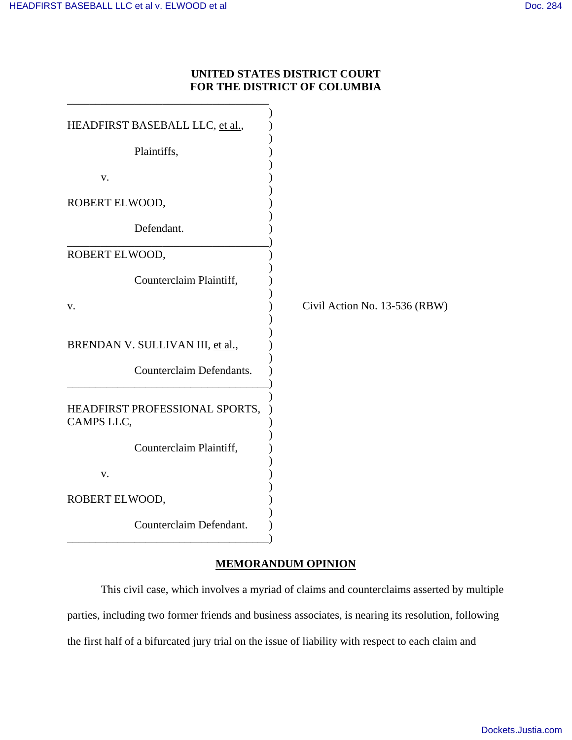**UNITED STATES DISTRICT COURT**
**FOR THE DISTRICT OF COLUMBIA**

HEADFIRST BASEBALL LLC, et al.,

Plaintiffs,

v.

ROBERT ELWOOD,

Defendant.

ROBERT ELWOOD,

Counterclaim Plaintiff,

v.

BRENDAN V. SULLIVAN III, et al.,

Counterclaim Defendants.

HEADFIRST PROFESSIONAL SPORTS, CAMPS LLC,

Counterclaim Plaintiff,

v.

ROBERT ELWOOD,

Counterclaim Defendant.

Civil Action No. 13-536 (RBW)

**MEMORANDUM OPINION**

This civil case, which involves a myriad of claims and counterclaims asserted by multiple parties, including two former friends and business associates, is nearing its resolution, following the first half of a bifurcated jury trial on the issue of liability with respect to each claim and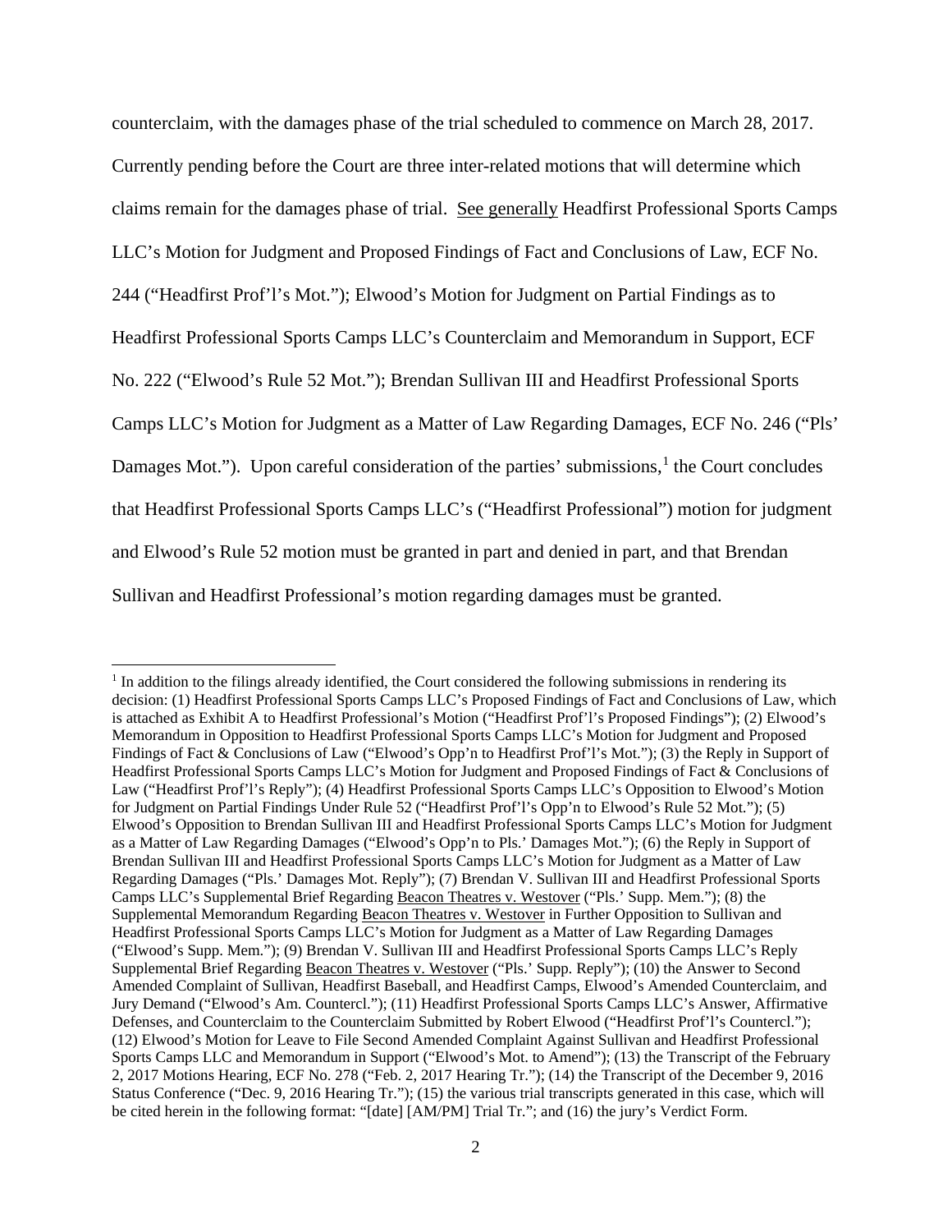counterclaim, with the damages phase of the trial scheduled to commence on March 28, 2017. Currently pending before the Court are three inter-related motions that will determine which claims remain for the damages phase of trial. See generally Headfirst Professional Sports Camps LLC's Motion for Judgment and Proposed Findings of Fact and Conclusions of Law, ECF No. 244 ("Headfirst Prof'l's Mot."); Elwood's Motion for Judgment on Partial Findings as to Headfirst Professional Sports Camps LLC's Counterclaim and Memorandum in Support, ECF No. 222 ("Elwood's Rule 52 Mot."); Brendan Sullivan III and Headfirst Professional Sports Camps LLC's Motion for Judgment as a Matter of Law Regarding Damages, ECF No. 246 ("Pls' Damages Mot."). Upon careful consideration of the parties' submissions,[1] the Court concludes that Headfirst Professional Sports Camps LLC's ("Headfirst Professional") motion for judgment and Elwood's Rule 52 motion must be granted in part and denied in part, and that Brendan Sullivan and Headfirst Professional's motion regarding damages must be granted.

[1] In addition to the filings already identified, the Court considered the following submissions in rendering its decision: (1) Headfirst Professional Sports Camps LLC's Proposed Findings of Fact and Conclusions of Law, which is attached as Exhibit A to Headfirst Professional's Motion ("Headfirst Prof'l's Proposed Findings"); (2) Elwood's Memorandum in Opposition to Headfirst Professional Sports Camps LLC's Motion for Judgment and Proposed Findings of Fact & Conclusions of Law ("Elwood's Opp'n to Headfirst Prof'l's Mot."); (3) the Reply in Support of Headfirst Professional Sports Camps LLC's Motion for Judgment and Proposed Findings of Fact & Conclusions of Law ("Headfirst Prof'l's Reply"); (4) Headfirst Professional Sports Camps LLC's Opposition to Elwood's Motion for Judgment on Partial Findings Under Rule 52 ("Headfirst Prof'l's Opp'n to Elwood's Rule 52 Mot."); (5) Elwood's Opposition to Brendan Sullivan III and Headfirst Professional Sports Camps LLC's Motion for Judgment as a Matter of Law Regarding Damages ("Elwood's Opp'n to Pls.' Damages Mot."); (6) the Reply in Support of Brendan Sullivan III and Headfirst Professional Sports Camps LLC's Motion for Judgment as a Matter of Law Regarding Damages ("Pls.' Damages Mot. Reply"); (7) Brendan V. Sullivan III and Headfirst Professional Sports Camps LLC's Supplemental Brief Regarding Beacon Theatres v. Westover ("Pls.' Supp. Mem."); (8) the Supplemental Memorandum Regarding Beacon Theatres v. Westover in Further Opposition to Sullivan and Headfirst Professional Sports Camps LLC's Motion for Judgment as a Matter of Law Regarding Damages ("Elwood's Supp. Mem."); (9) Brendan V. Sullivan III and Headfirst Professional Sports Camps LLC's Reply Supplemental Brief Regarding Beacon Theatres v. Westover ("Pls.' Supp. Reply"); (10) the Answer to Second Amended Complaint of Sullivan, Headfirst Baseball, and Headfirst Camps, Elwood's Amended Counterclaim, and Jury Demand ("Elwood's Am. Countercl."); (11) Headfirst Professional Sports Camps LLC's Answer, Affirmative Defenses, and Counterclaim to the Counterclaim Submitted by Robert Elwood ("Headfirst Prof'l's Countercl."); (12) Elwood's Motion for Leave to File Second Amended Complaint Against Sullivan and Headfirst Professional Sports Camps LLC and Memorandum in Support ("Elwood's Mot. to Amend"); (13) the Transcript of the February 2, 2017 Motions Hearing, ECF No. 278 ("Feb. 2, 2017 Hearing Tr."); (14) the Transcript of the December 9, 2016 Status Conference ("Dec. 9, 2016 Hearing Tr."); (15) the various trial transcripts generated in this case, which will be cited herein in the following format: "[date] [AM/PM] Trial Tr."; and (16) the jury's Verdict Form.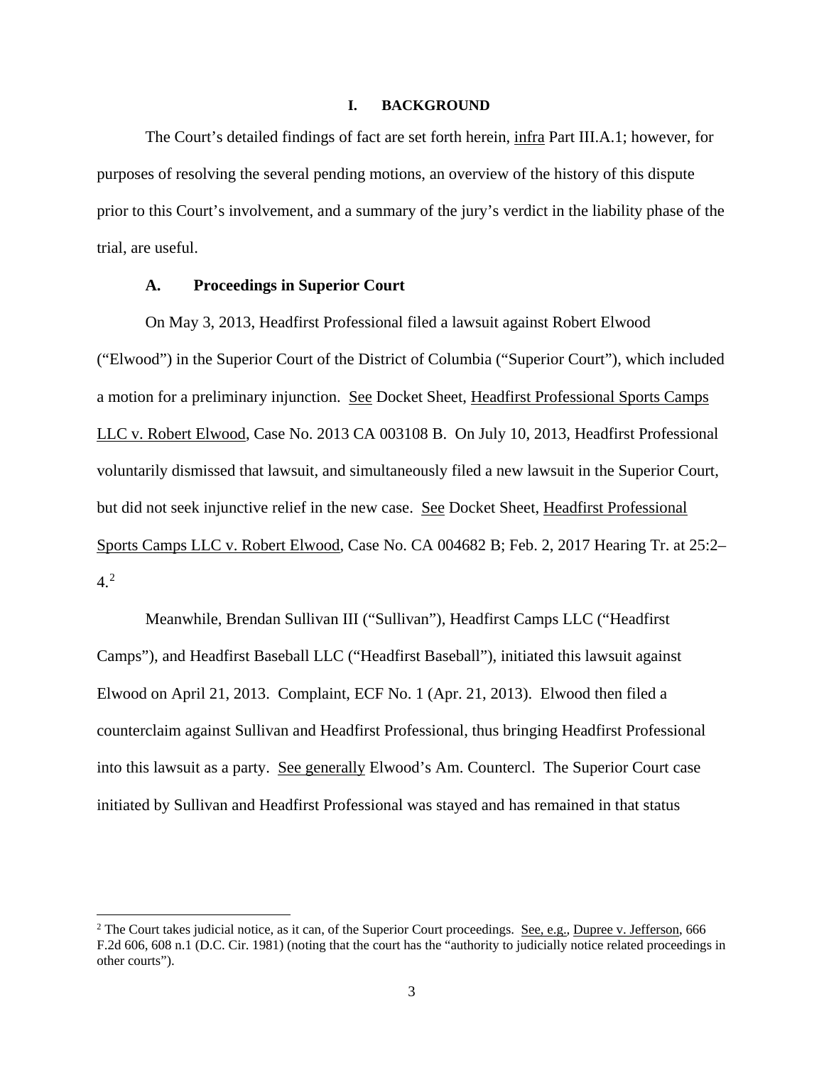## I. BACKGROUND

The Court's detailed findings of fact are set forth herein, infra Part III.A.1; however, for purposes of resolving the several pending motions, an overview of the history of this dispute prior to this Court's involvement, and a summary of the jury's verdict in the liability phase of the trial, are useful.

### A. Proceedings in Superior Court

On May 3, 2013, Headfirst Professional filed a lawsuit against Robert Elwood ("Elwood") in the Superior Court of the District of Columbia ("Superior Court"), which included a motion for a preliminary injunction. See Docket Sheet, Headfirst Professional Sports Camps LLC v. Robert Elwood, Case No. 2013 CA 003108 B. On July 10, 2013, Headfirst Professional voluntarily dismissed that lawsuit, and simultaneously filed a new lawsuit in the Superior Court, but did not seek injunctive relief in the new case. See Docket Sheet, Headfirst Professional Sports Camps LLC v. Robert Elwood, Case No. CA 004682 B; Feb. 2, 2017 Hearing Tr. at 25:2–4.[2]

Meanwhile, Brendan Sullivan III ("Sullivan"), Headfirst Camps LLC ("Headfirst Camps"), and Headfirst Baseball LLC ("Headfirst Baseball"), initiated this lawsuit against Elwood on April 21, 2013. Complaint, ECF No. 1 (Apr. 21, 2013). Elwood then filed a counterclaim against Sullivan and Headfirst Professional, thus bringing Headfirst Professional into this lawsuit as a party. See generally Elwood's Am. Countercl. The Superior Court case initiated by Sullivan and Headfirst Professional was stayed and has remained in that status

[2] The Court takes judicial notice, as it can, of the Superior Court proceedings. See, e.g., Dupree v. Jefferson, 666 F.2d 606, 608 n.1 (D.C. Cir. 1981) (noting that the court has the "authority to judicially notice related proceedings in other courts").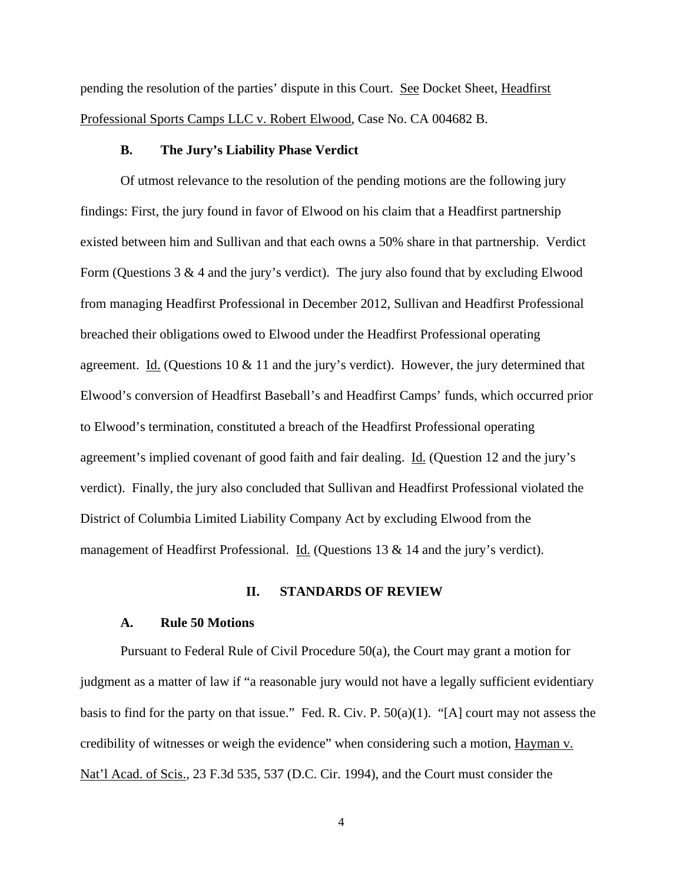pending the resolution of the parties' dispute in this Court. See Docket Sheet, Headfirst Professional Sports Camps LLC v. Robert Elwood, Case No. CA 004682 B.

### B. The Jury's Liability Phase Verdict

Of utmost relevance to the resolution of the pending motions are the following jury findings: First, the jury found in favor of Elwood on his claim that a Headfirst partnership existed between him and Sullivan and that each owns a 50% share in that partnership. Verdict Form (Questions 3 & 4 and the jury's verdict). The jury also found that by excluding Elwood from managing Headfirst Professional in December 2012, Sullivan and Headfirst Professional breached their obligations owed to Elwood under the Headfirst Professional operating agreement. Id. (Questions 10 & 11 and the jury's verdict). However, the jury determined that Elwood's conversion of Headfirst Baseball's and Headfirst Camps' funds, which occurred prior to Elwood's termination, constituted a breach of the Headfirst Professional operating agreement's implied covenant of good faith and fair dealing. Id. (Question 12 and the jury's verdict). Finally, the jury also concluded that Sullivan and Headfirst Professional violated the District of Columbia Limited Liability Company Act by excluding Elwood from the management of Headfirst Professional. Id. (Questions 13 & 14 and the jury's verdict).

## II. STANDARDS OF REVIEW

### A. Rule 50 Motions

Pursuant to Federal Rule of Civil Procedure 50(a), the Court may grant a motion for judgment as a matter of law if "a reasonable jury would not have a legally sufficient evidentiary basis to find for the party on that issue." Fed. R. Civ. P. 50(a)(1). "[A] court may not assess the credibility of witnesses or weigh the evidence" when considering such a motion, Hayman v. Nat'l Acad. of Scis., 23 F.3d 535, 537 (D.C. Cir. 1994), and the Court must consider the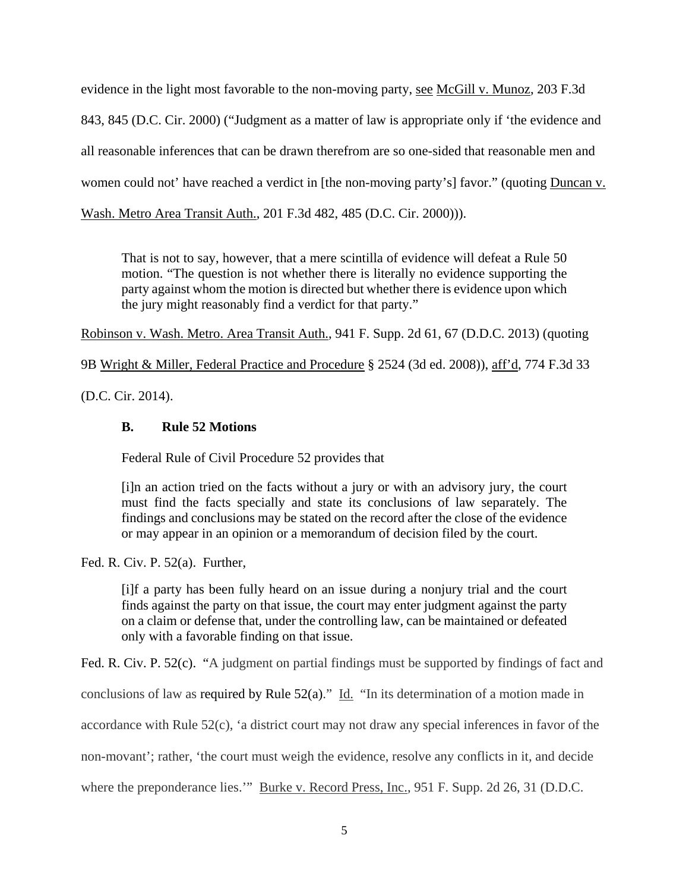evidence in the light most favorable to the non-moving party, see McGill v. Munoz, 203 F.3d 843, 845 (D.C. Cir. 2000) ("Judgment as a matter of law is appropriate only if 'the evidence and all reasonable inferences that can be drawn therefrom are so one-sided that reasonable men and women could not' have reached a verdict in [the non-moving party's] favor." (quoting Duncan v. Wash. Metro Area Transit Auth., 201 F.3d 482, 485 (D.C. Cir. 2000))).

> That is not to say, however, that a mere scintilla of evidence will defeat a Rule 50 motion. "The question is not whether there is literally no evidence supporting the party against whom the motion is directed but whether there is evidence upon which the jury might reasonably find a verdict for that party."

Robinson v. Wash. Metro. Area Transit Auth., 941 F. Supp. 2d 61, 67 (D.D.C. 2013) (quoting 9B Wright & Miller, Federal Practice and Procedure § 2524 (3d ed. 2008)), aff'd, 774 F.3d 33 (D.C. Cir. 2014).

### B. Rule 52 Motions

Federal Rule of Civil Procedure 52 provides that

> [i]n an action tried on the facts without a jury or with an advisory jury, the court must find the facts specially and state its conclusions of law separately. The findings and conclusions may be stated on the record after the close of the evidence or may appear in an opinion or a memorandum of decision filed by the court.

Fed. R. Civ. P. 52(a). Further,

> [i]f a party has been fully heard on an issue during a nonjury trial and the court finds against the party on that issue, the court may enter judgment against the party on a claim or defense that, under the controlling law, can be maintained or defeated only with a favorable finding on that issue.

Fed. R. Civ. P. 52(c). "A judgment on partial findings must be supported by findings of fact and conclusions of law as required by Rule 52(a)." Id. "In its determination of a motion made in accordance with Rule 52(c), 'a district court may not draw any special inferences in favor of the non-movant'; rather, 'the court must weigh the evidence, resolve any conflicts in it, and decide where the preponderance lies.'" Burke v. Record Press, Inc., 951 F. Supp. 2d 26, 31 (D.D.C.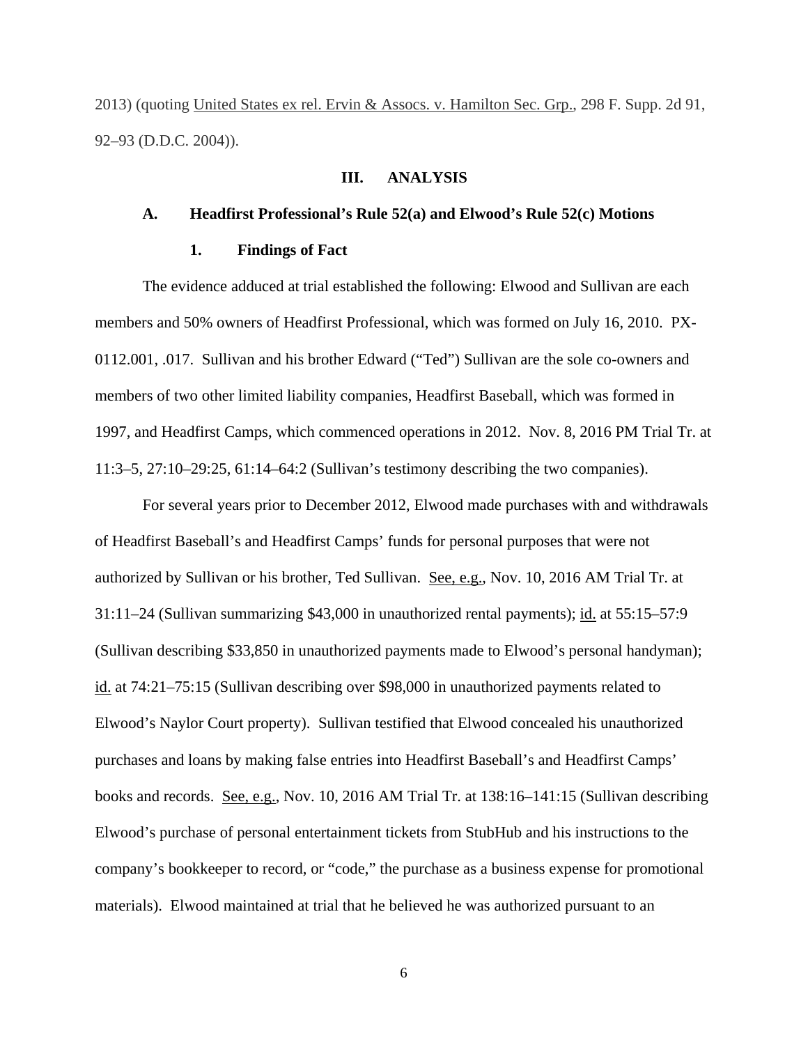2013) (quoting United States ex rel. Ervin & Assocs. v. Hamilton Sec. Grp., 298 F. Supp. 2d 91, 92–93 (D.D.C. 2004)).

## III. ANALYSIS

### A. Headfirst Professional's Rule 52(a) and Elwood's Rule 52(c) Motions

#### 1. Findings of Fact

The evidence adduced at trial established the following: Elwood and Sullivan are each members and 50% owners of Headfirst Professional, which was formed on July 16, 2010. PX-0112.001, .017. Sullivan and his brother Edward ("Ted") Sullivan are the sole co-owners and members of two other limited liability companies, Headfirst Baseball, which was formed in 1997, and Headfirst Camps, which commenced operations in 2012. Nov. 8, 2016 PM Trial Tr. at 11:3–5, 27:10–29:25, 61:14–64:2 (Sullivan's testimony describing the two companies).

For several years prior to December 2012, Elwood made purchases with and withdrawals of Headfirst Baseball's and Headfirst Camps' funds for personal purposes that were not authorized by Sullivan or his brother, Ted Sullivan. See, e.g., Nov. 10, 2016 AM Trial Tr. at 31:11–24 (Sullivan summarizing $43,000 in unauthorized rental payments); id. at 55:15–57:9 (Sullivan describing $33,850 in unauthorized payments made to Elwood's personal handyman); id. at 74:21–75:15 (Sullivan describing over $98,000 in unauthorized payments related to Elwood's Naylor Court property). Sullivan testified that Elwood concealed his unauthorized purchases and loans by making false entries into Headfirst Baseball's and Headfirst Camps' books and records. See, e.g., Nov. 10, 2016 AM Trial Tr. at 138:16–141:15 (Sullivan describing Elwood's purchase of personal entertainment tickets from StubHub and his instructions to the company's bookkeeper to record, or "code," the purchase as a business expense for promotional materials). Elwood maintained at trial that he believed he was authorized pursuant to an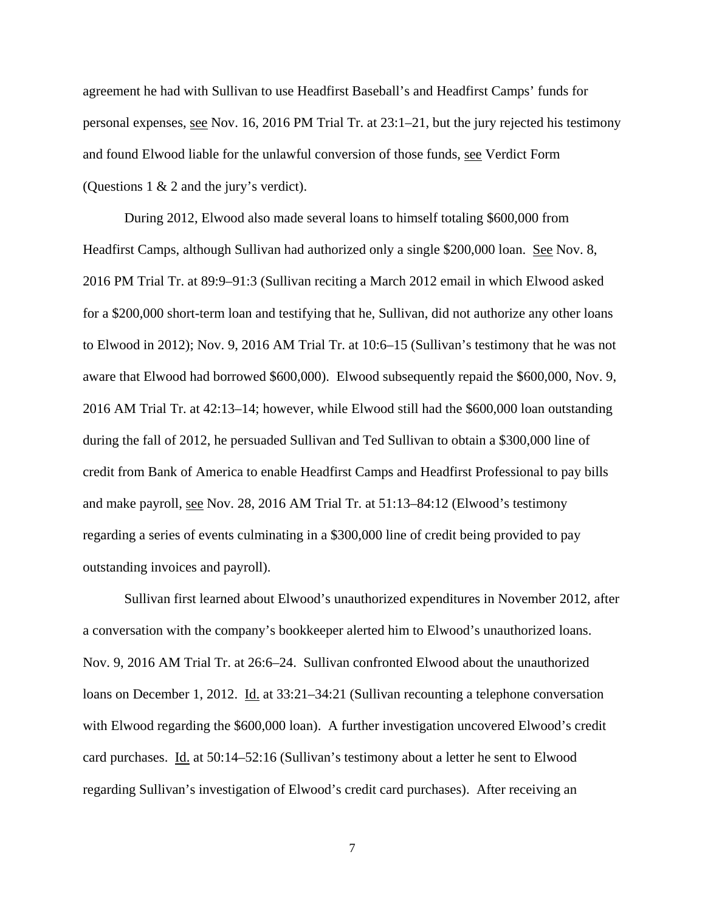agreement he had with Sullivan to use Headfirst Baseball's and Headfirst Camps' funds for personal expenses, see Nov. 16, 2016 PM Trial Tr. at 23:1–21, but the jury rejected his testimony and found Elwood liable for the unlawful conversion of those funds, see Verdict Form (Questions 1 & 2 and the jury's verdict).

During 2012, Elwood also made several loans to himself totaling $600,000 from Headfirst Camps, although Sullivan had authorized only a single $200,000 loan. See Nov. 8, 2016 PM Trial Tr. at 89:9–91:3 (Sullivan reciting a March 2012 email in which Elwood asked for a $200,000 short-term loan and testifying that he, Sullivan, did not authorize any other loans to Elwood in 2012); Nov. 9, 2016 AM Trial Tr. at 10:6–15 (Sullivan's testimony that he was not aware that Elwood had borrowed $600,000). Elwood subsequently repaid the $600,000, Nov. 9, 2016 AM Trial Tr. at 42:13–14; however, while Elwood still had the $600,000 loan outstanding during the fall of 2012, he persuaded Sullivan and Ted Sullivan to obtain a $300,000 line of credit from Bank of America to enable Headfirst Camps and Headfirst Professional to pay bills and make payroll, see Nov. 28, 2016 AM Trial Tr. at 51:13–84:12 (Elwood's testimony regarding a series of events culminating in a $300,000 line of credit being provided to pay outstanding invoices and payroll).

Sullivan first learned about Elwood's unauthorized expenditures in November 2012, after a conversation with the company's bookkeeper alerted him to Elwood's unauthorized loans. Nov. 9, 2016 AM Trial Tr. at 26:6–24. Sullivan confronted Elwood about the unauthorized loans on December 1, 2012. Id. at 33:21–34:21 (Sullivan recounting a telephone conversation with Elwood regarding the $600,000 loan). A further investigation uncovered Elwood's credit card purchases. Id. at 50:14–52:16 (Sullivan's testimony about a letter he sent to Elwood regarding Sullivan's investigation of Elwood's credit card purchases). After receiving an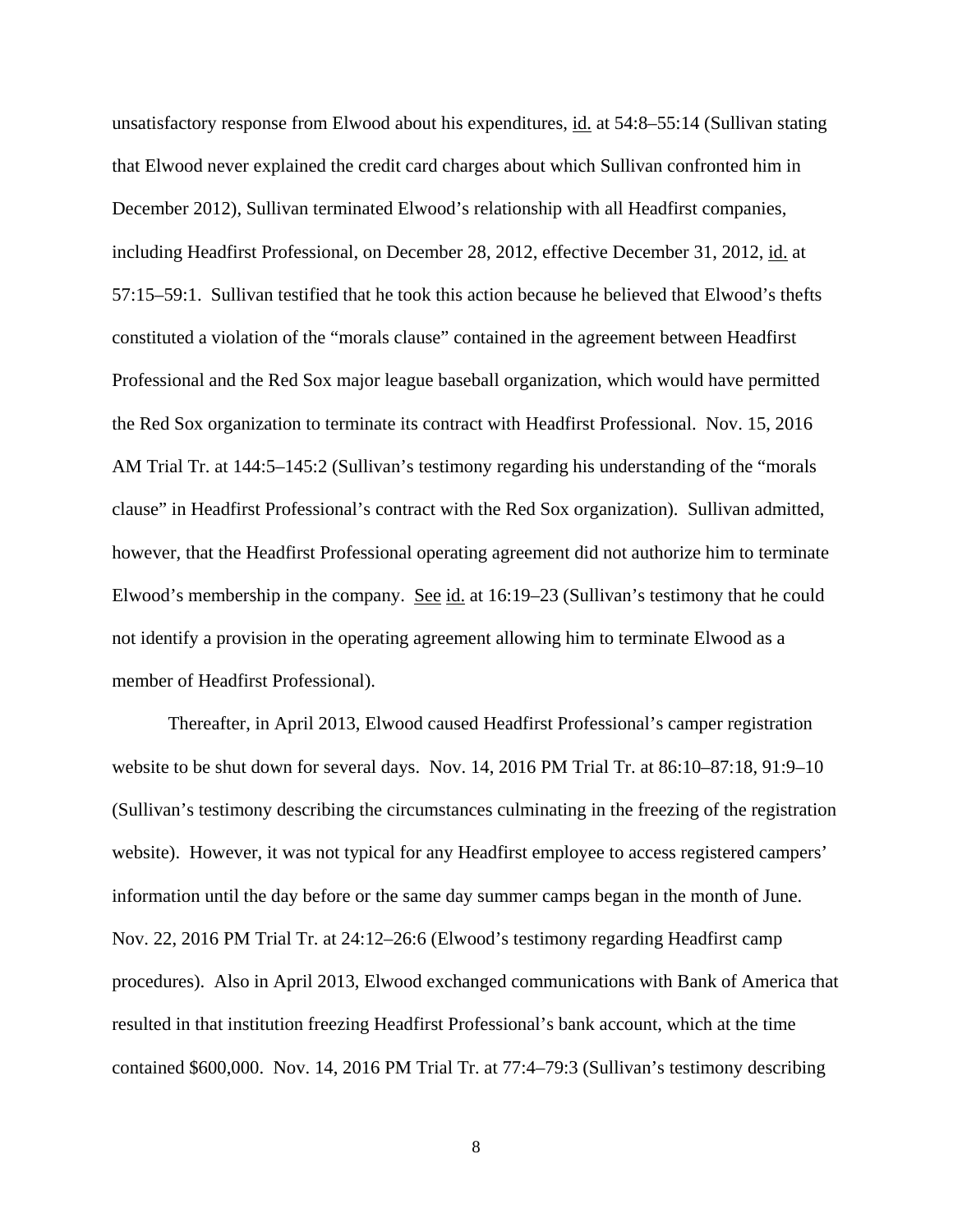unsatisfactory response from Elwood about his expenditures, id. at 54:8–55:14 (Sullivan stating that Elwood never explained the credit card charges about which Sullivan confronted him in December 2012), Sullivan terminated Elwood's relationship with all Headfirst companies, including Headfirst Professional, on December 28, 2012, effective December 31, 2012, id. at 57:15–59:1. Sullivan testified that he took this action because he believed that Elwood's thefts constituted a violation of the "morals clause" contained in the agreement between Headfirst Professional and the Red Sox major league baseball organization, which would have permitted the Red Sox organization to terminate its contract with Headfirst Professional. Nov. 15, 2016 AM Trial Tr. at 144:5–145:2 (Sullivan's testimony regarding his understanding of the "morals clause" in Headfirst Professional's contract with the Red Sox organization). Sullivan admitted, however, that the Headfirst Professional operating agreement did not authorize him to terminate Elwood's membership in the company. See id. at 16:19–23 (Sullivan's testimony that he could not identify a provision in the operating agreement allowing him to terminate Elwood as a member of Headfirst Professional).

Thereafter, in April 2013, Elwood caused Headfirst Professional's camper registration website to be shut down for several days. Nov. 14, 2016 PM Trial Tr. at 86:10–87:18, 91:9–10 (Sullivan's testimony describing the circumstances culminating in the freezing of the registration website). However, it was not typical for any Headfirst employee to access registered campers' information until the day before or the same day summer camps began in the month of June. Nov. 22, 2016 PM Trial Tr. at 24:12–26:6 (Elwood's testimony regarding Headfirst camp procedures). Also in April 2013, Elwood exchanged communications with Bank of America that resulted in that institution freezing Headfirst Professional's bank account, which at the time contained $600,000. Nov. 14, 2016 PM Trial Tr. at 77:4–79:3 (Sullivan's testimony describing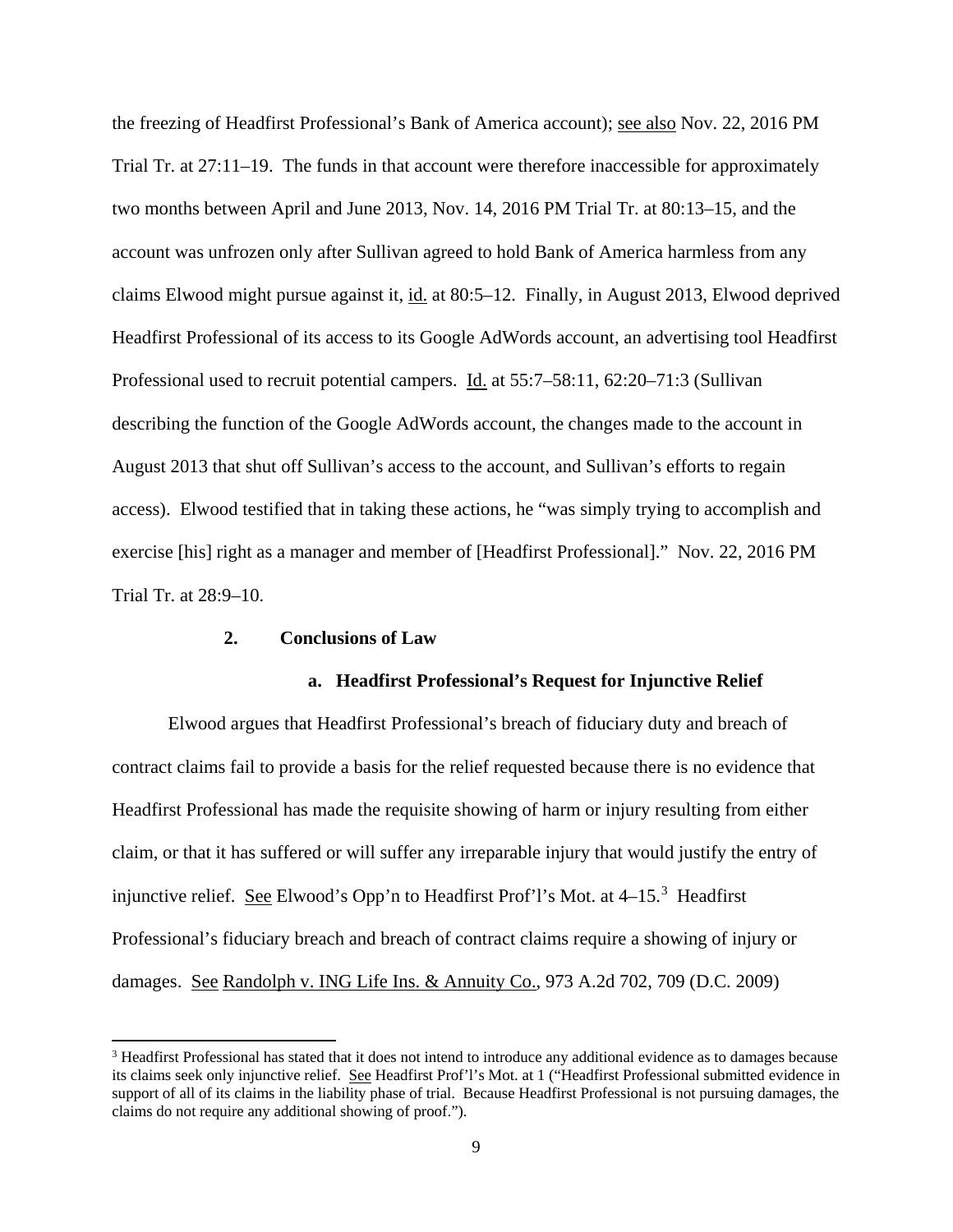the freezing of Headfirst Professional's Bank of America account); see also Nov. 22, 2016 PM Trial Tr. at 27:11–19. The funds in that account were therefore inaccessible for approximately two months between April and June 2013, Nov. 14, 2016 PM Trial Tr. at 80:13–15, and the account was unfrozen only after Sullivan agreed to hold Bank of America harmless from any claims Elwood might pursue against it, id. at 80:5–12. Finally, in August 2013, Elwood deprived Headfirst Professional of its access to its Google AdWords account, an advertising tool Headfirst Professional used to recruit potential campers. Id. at 55:7–58:11, 62:20–71:3 (Sullivan describing the function of the Google AdWords account, the changes made to the account in August 2013 that shut off Sullivan's access to the account, and Sullivan's efforts to regain access). Elwood testified that in taking these actions, he "was simply trying to accomplish and exercise [his] right as a manager and member of [Headfirst Professional]." Nov. 22, 2016 PM Trial Tr. at 28:9–10.

### 2. Conclusions of Law

#### a. Headfirst Professional's Request for Injunctive Relief

Elwood argues that Headfirst Professional's breach of fiduciary duty and breach of contract claims fail to provide a basis for the relief requested because there is no evidence that Headfirst Professional has made the requisite showing of harm or injury resulting from either claim, or that it has suffered or will suffer any irreparable injury that would justify the entry of injunctive relief. See Elwood's Opp'n to Headfirst Prof'l's Mot. at 4–15.[3] Headfirst Professional's fiduciary breach and breach of contract claims require a showing of injury or damages. See Randolph v. ING Life Ins. & Annuity Co., 973 A.2d 702, 709 (D.C. 2009)

[3] Headfirst Professional has stated that it does not intend to introduce any additional evidence as to damages because its claims seek only injunctive relief. See Headfirst Prof'l's Mot. at 1 ("Headfirst Professional submitted evidence in support of all of its claims in the liability phase of trial. Because Headfirst Professional is not pursuing damages, the claims do not require any additional showing of proof.").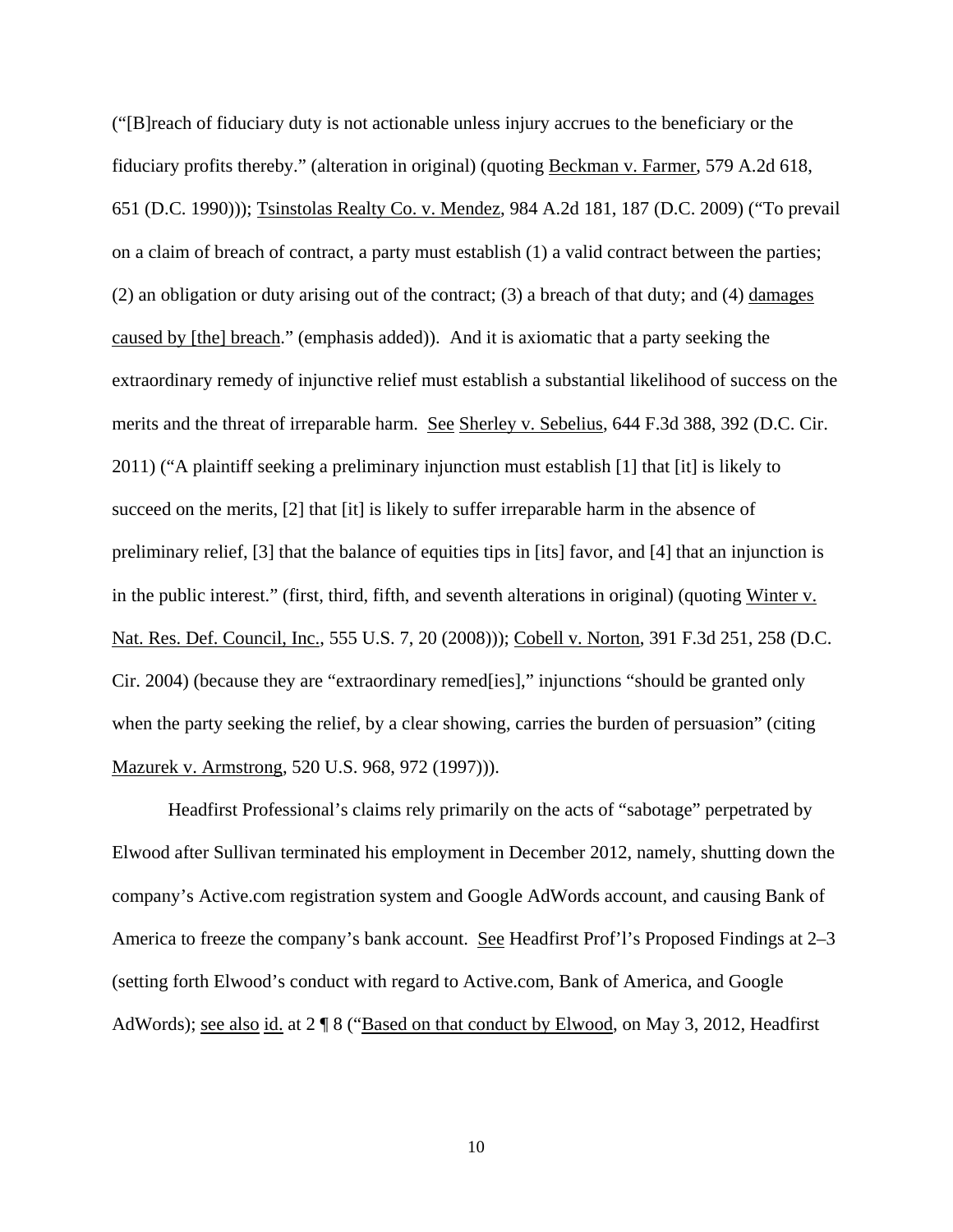("[B]reach of fiduciary duty is not actionable unless injury accrues to the beneficiary or the fiduciary profits thereby." (alteration in original) (quoting Beckman v. Farmer, 579 A.2d 618, 651 (D.C. 1990))); Tsinstolas Realty Co. v. Mendez, 984 A.2d 181, 187 (D.C. 2009) ("To prevail on a claim of breach of contract, a party must establish (1) a valid contract between the parties; (2) an obligation or duty arising out of the contract; (3) a breach of that duty; and (4) damages caused by [the] breach." (emphasis added)). And it is axiomatic that a party seeking the extraordinary remedy of injunctive relief must establish a substantial likelihood of success on the merits and the threat of irreparable harm. See Sherley v. Sebelius, 644 F.3d 388, 392 (D.C. Cir. 2011) ("A plaintiff seeking a preliminary injunction must establish [1] that [it] is likely to succeed on the merits, [2] that [it] is likely to suffer irreparable harm in the absence of preliminary relief, [3] that the balance of equities tips in [its] favor, and [4] that an injunction is in the public interest." (first, third, fifth, and seventh alterations in original) (quoting Winter v. Nat. Res. Def. Council, Inc., 555 U.S. 7, 20 (2008))); Cobell v. Norton, 391 F.3d 251, 258 (D.C. Cir. 2004) (because they are "extraordinary remed[ies]," injunctions "should be granted only when the party seeking the relief, by a clear showing, carries the burden of persuasion" (citing Mazurek v. Armstrong, 520 U.S. 968, 972 (1997))).

Headfirst Professional's claims rely primarily on the acts of "sabotage" perpetrated by Elwood after Sullivan terminated his employment in December 2012, namely, shutting down the company's Active.com registration system and Google AdWords account, and causing Bank of America to freeze the company's bank account. See Headfirst Prof'l's Proposed Findings at 2–3 (setting forth Elwood's conduct with regard to Active.com, Bank of America, and Google AdWords); see also id. at 2 ¶ 8 ("Based on that conduct by Elwood, on May 3, 2012, Headfirst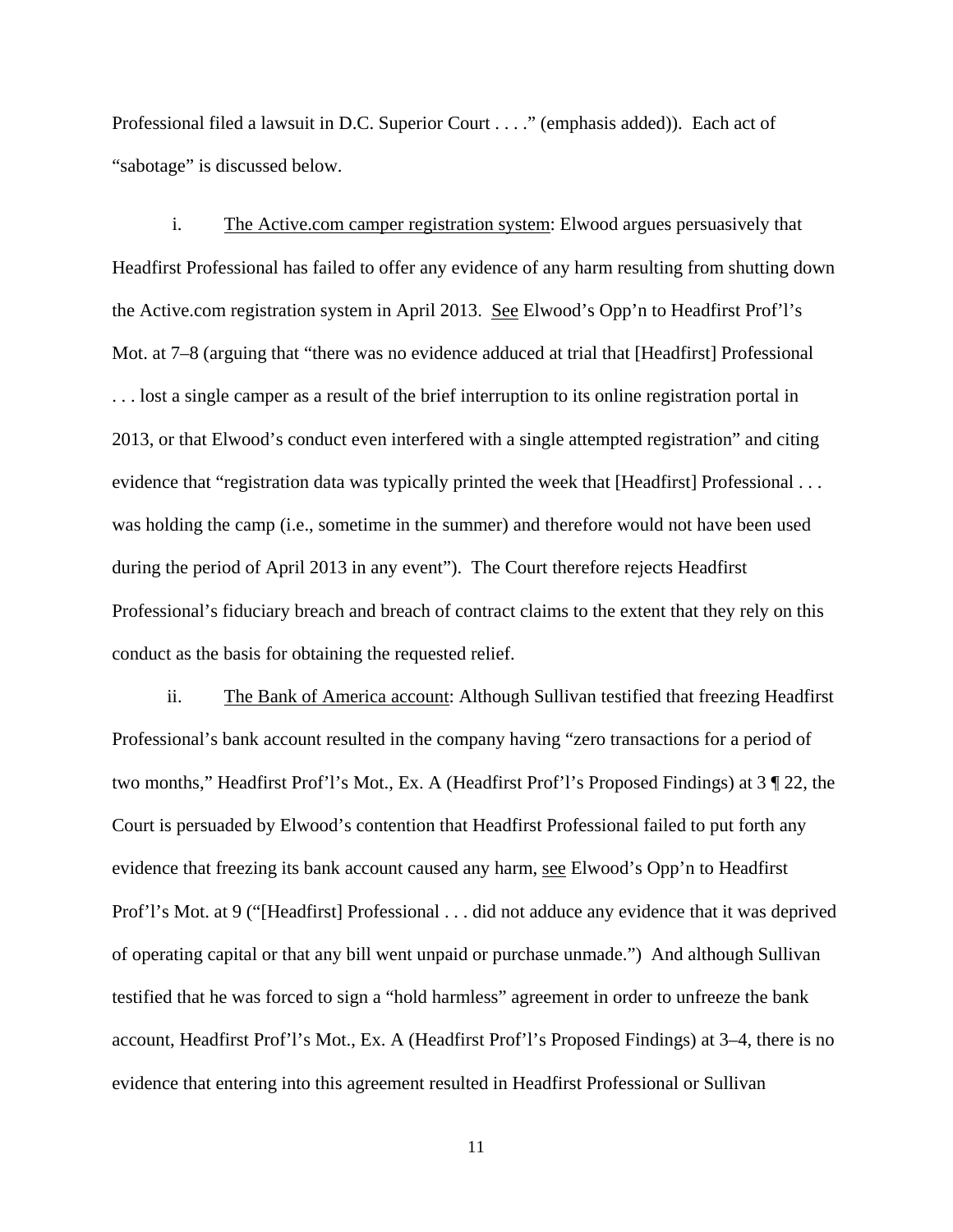Professional filed a lawsuit in D.C. Superior Court . . . ." (emphasis added)). Each act of "sabotage" is discussed below.

i. The Active.com camper registration system: Elwood argues persuasively that Headfirst Professional has failed to offer any evidence of any harm resulting from shutting down the Active.com registration system in April 2013. See Elwood's Opp'n to Headfirst Prof'l's Mot. at 7–8 (arguing that "there was no evidence adduced at trial that [Headfirst] Professional . . . lost a single camper as a result of the brief interruption to its online registration portal in 2013, or that Elwood's conduct even interfered with a single attempted registration" and citing evidence that "registration data was typically printed the week that [Headfirst] Professional . . . was holding the camp (i.e., sometime in the summer) and therefore would not have been used during the period of April 2013 in any event"). The Court therefore rejects Headfirst Professional's fiduciary breach and breach of contract claims to the extent that they rely on this conduct as the basis for obtaining the requested relief.

ii. The Bank of America account: Although Sullivan testified that freezing Headfirst Professional's bank account resulted in the company having "zero transactions for a period of two months," Headfirst Prof'l's Mot., Ex. A (Headfirst Prof'l's Proposed Findings) at 3 ¶ 22, the Court is persuaded by Elwood's contention that Headfirst Professional failed to put forth any evidence that freezing its bank account caused any harm, see Elwood's Opp'n to Headfirst Prof'l's Mot. at 9 ("[Headfirst] Professional . . . did not adduce any evidence that it was deprived of operating capital or that any bill went unpaid or purchase unmade.") And although Sullivan testified that he was forced to sign a "hold harmless" agreement in order to unfreeze the bank account, Headfirst Prof'l's Mot., Ex. A (Headfirst Prof'l's Proposed Findings) at 3–4, there is no evidence that entering into this agreement resulted in Headfirst Professional or Sullivan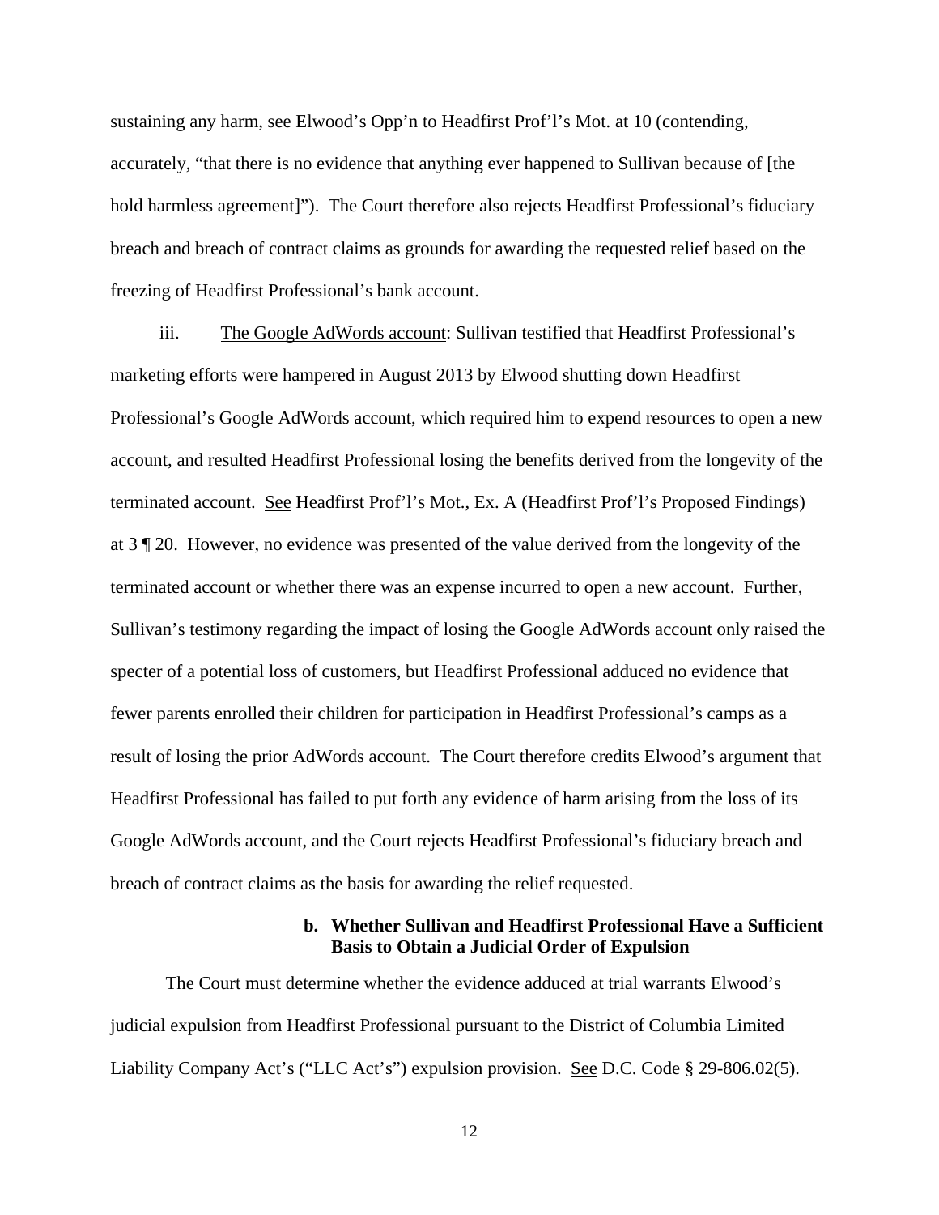sustaining any harm, see Elwood's Opp'n to Headfirst Prof'l's Mot. at 10 (contending, accurately, "that there is no evidence that anything ever happened to Sullivan because of [the hold harmless agreement]"). The Court therefore also rejects Headfirst Professional's fiduciary breach and breach of contract claims as grounds for awarding the requested relief based on the freezing of Headfirst Professional's bank account.

iii. The Google AdWords account: Sullivan testified that Headfirst Professional's marketing efforts were hampered in August 2013 by Elwood shutting down Headfirst Professional's Google AdWords account, which required him to expend resources to open a new account, and resulted Headfirst Professional losing the benefits derived from the longevity of the terminated account. See Headfirst Prof'l's Mot., Ex. A (Headfirst Prof'l's Proposed Findings) at 3 ¶ 20. However, no evidence was presented of the value derived from the longevity of the terminated account or whether there was an expense incurred to open a new account. Further, Sullivan's testimony regarding the impact of losing the Google AdWords account only raised the specter of a potential loss of customers, but Headfirst Professional adduced no evidence that fewer parents enrolled their children for participation in Headfirst Professional's camps as a result of losing the prior AdWords account. The Court therefore credits Elwood's argument that Headfirst Professional has failed to put forth any evidence of harm arising from the loss of its Google AdWords account, and the Court rejects Headfirst Professional's fiduciary breach and breach of contract claims as the basis for awarding the relief requested.

**b. Whether Sullivan and Headfirst Professional Have a Sufficient Basis to Obtain a Judicial Order of Expulsion**

The Court must determine whether the evidence adduced at trial warrants Elwood's judicial expulsion from Headfirst Professional pursuant to the District of Columbia Limited Liability Company Act's ("LLC Act's") expulsion provision. See D.C. Code § 29-806.02(5).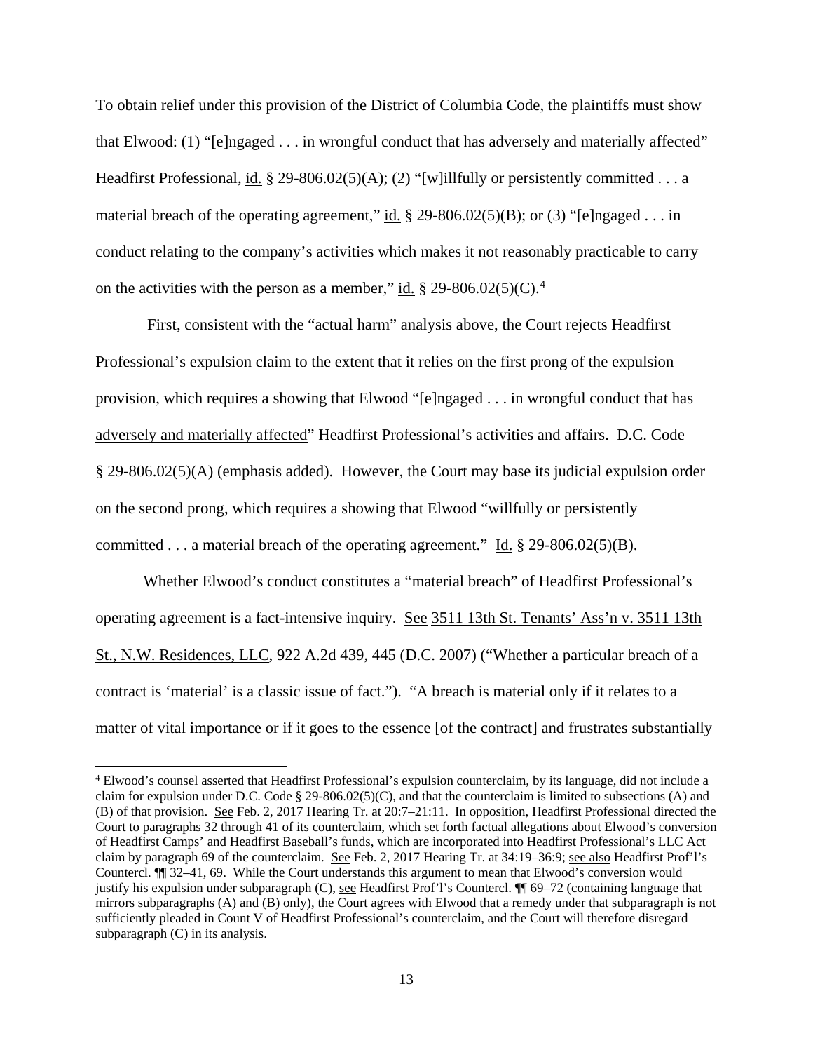To obtain relief under this provision of the District of Columbia Code, the plaintiffs must show that Elwood: (1) "[e]ngaged . . . in wrongful conduct that has adversely and materially affected" Headfirst Professional, id. § 29-806.02(5)(A); (2) "[w]illfully or persistently committed . . . a material breach of the operating agreement," id. § 29-806.02(5)(B); or (3) "[e]ngaged . . . in conduct relating to the company's activities which makes it not reasonably practicable to carry on the activities with the person as a member," id. § 29-806.02(5)(C).[4]

First, consistent with the "actual harm" analysis above, the Court rejects Headfirst Professional's expulsion claim to the extent that it relies on the first prong of the expulsion provision, which requires a showing that Elwood "[e]ngaged . . . in wrongful conduct that has adversely and materially affected" Headfirst Professional's activities and affairs. D.C. Code § 29-806.02(5)(A) (emphasis added). However, the Court may base its judicial expulsion order on the second prong, which requires a showing that Elwood "willfully or persistently committed . . . a material breach of the operating agreement." Id. § 29-806.02(5)(B).

Whether Elwood's conduct constitutes a "material breach" of Headfirst Professional's operating agreement is a fact-intensive inquiry. See 3511 13th St. Tenants' Ass'n v. 3511 13th St., N.W. Residences, LLC, 922 A.2d 439, 445 (D.C. 2007) ("Whether a particular breach of a contract is 'material' is a classic issue of fact."). "A breach is material only if it relates to a matter of vital importance or if it goes to the essence [of the contract] and frustrates substantially

[4] Elwood's counsel asserted that Headfirst Professional's expulsion counterclaim, by its language, did not include a claim for expulsion under D.C. Code § 29-806.02(5)(C), and that the counterclaim is limited to subsections (A) and (B) of that provision. See Feb. 2, 2017 Hearing Tr. at 20:7–21:11. In opposition, Headfirst Professional directed the Court to paragraphs 32 through 41 of its counterclaim, which set forth factual allegations about Elwood's conversion of Headfirst Camps' and Headfirst Baseball's funds, which are incorporated into Headfirst Professional's LLC Act claim by paragraph 69 of the counterclaim. See Feb. 2, 2017 Hearing Tr. at 34:19–36:9; see also Headfirst Prof'l's Countercl. ¶¶ 32–41, 69. While the Court understands this argument to mean that Elwood's conversion would justify his expulsion under subparagraph (C), see Headfirst Prof'l's Countercl. ¶¶ 69–72 (containing language that mirrors subparagraphs (A) and (B) only), the Court agrees with Elwood that a remedy under that subparagraph is not sufficiently pleaded in Count V of Headfirst Professional's counterclaim, and the Court will therefore disregard subparagraph (C) in its analysis.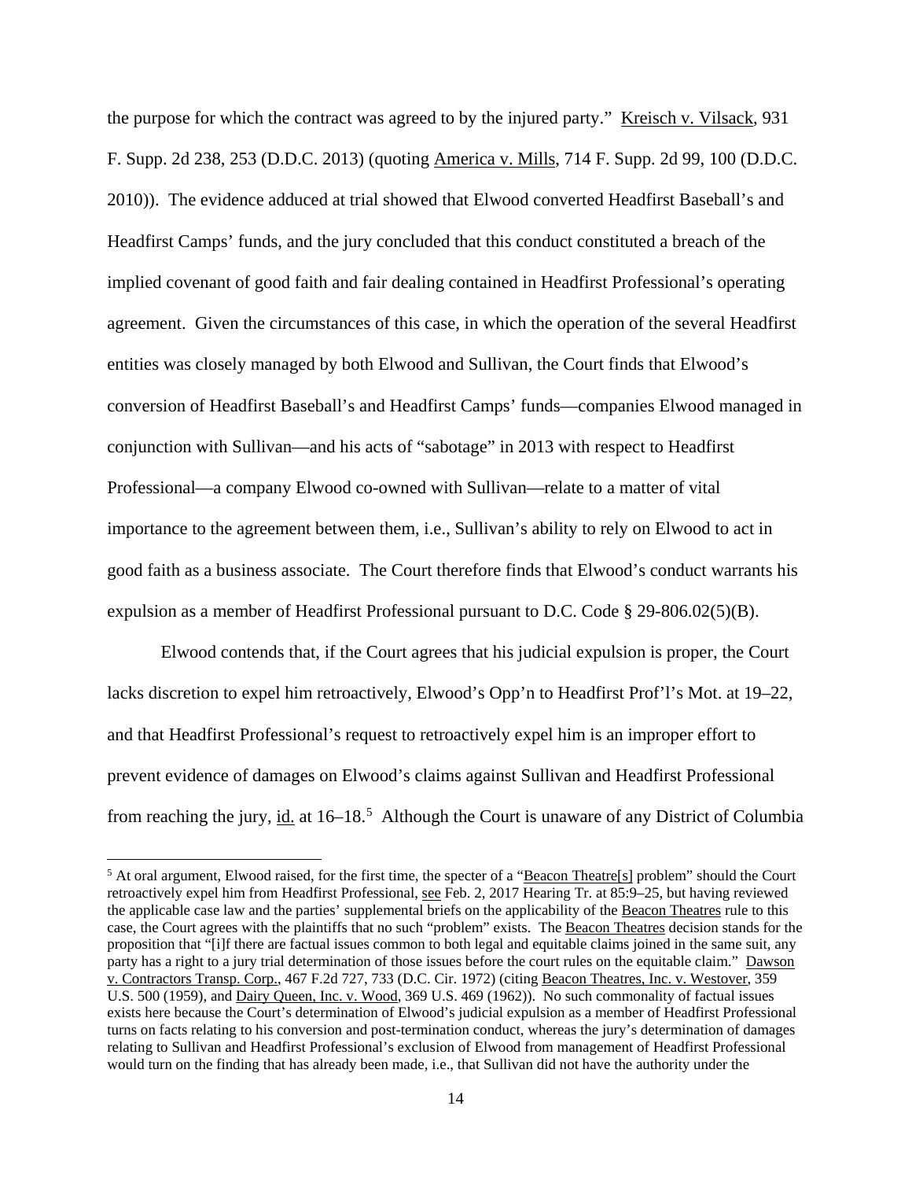the purpose for which the contract was agreed to by the injured party." Kreisch v. Vilsack, 931 F. Supp. 2d 238, 253 (D.D.C. 2013) (quoting America v. Mills, 714 F. Supp. 2d 99, 100 (D.D.C. 2010)). The evidence adduced at trial showed that Elwood converted Headfirst Baseball's and Headfirst Camps' funds, and the jury concluded that this conduct constituted a breach of the implied covenant of good faith and fair dealing contained in Headfirst Professional's operating agreement. Given the circumstances of this case, in which the operation of the several Headfirst entities was closely managed by both Elwood and Sullivan, the Court finds that Elwood's conversion of Headfirst Baseball's and Headfirst Camps' funds—companies Elwood managed in conjunction with Sullivan—and his acts of "sabotage" in 2013 with respect to Headfirst Professional—a company Elwood co-owned with Sullivan—relate to a matter of vital importance to the agreement between them, i.e., Sullivan's ability to rely on Elwood to act in good faith as a business associate. The Court therefore finds that Elwood's conduct warrants his expulsion as a member of Headfirst Professional pursuant to D.C. Code § 29-806.02(5)(B).

Elwood contends that, if the Court agrees that his judicial expulsion is proper, the Court lacks discretion to expel him retroactively, Elwood's Opp'n to Headfirst Prof'l's Mot. at 19–22, and that Headfirst Professional's request to retroactively expel him is an improper effort to prevent evidence of damages on Elwood's claims against Sullivan and Headfirst Professional from reaching the jury, id. at 16–18.[5] Although the Court is unaware of any District of Columbia

[5] At oral argument, Elwood raised, for the first time, the specter of a "Beacon Theatre[s] problem" should the Court retroactively expel him from Headfirst Professional, see Feb. 2, 2017 Hearing Tr. at 85:9–25, but having reviewed the applicable case law and the parties' supplemental briefs on the applicability of the Beacon Theatres rule to this case, the Court agrees with the plaintiffs that no such "problem" exists. The Beacon Theatres decision stands for the proposition that "[i]f there are factual issues common to both legal and equitable claims joined in the same suit, any party has a right to a jury trial determination of those issues before the court rules on the equitable claim." Dawson v. Contractors Transp. Corp., 467 F.2d 727, 733 (D.C. Cir. 1972) (citing Beacon Theatres, Inc. v. Westover, 359 U.S. 500 (1959), and Dairy Queen, Inc. v. Wood, 369 U.S. 469 (1962)). No such commonality of factual issues exists here because the Court's determination of Elwood's judicial expulsion as a member of Headfirst Professional turns on facts relating to his conversion and post-termination conduct, whereas the jury's determination of damages relating to Sullivan and Headfirst Professional's exclusion of Elwood from management of Headfirst Professional would turn on the finding that has already been made, i.e., that Sullivan did not have the authority under the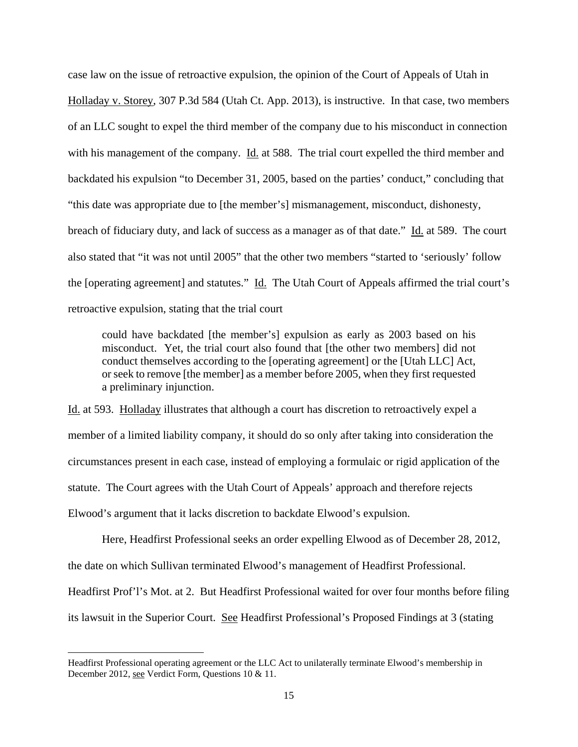case law on the issue of retroactive expulsion, the opinion of the Court of Appeals of Utah in Holladay v. Storey, 307 P.3d 584 (Utah Ct. App. 2013), is instructive. In that case, two members of an LLC sought to expel the third member of the company due to his misconduct in connection with his management of the company. Id. at 588. The trial court expelled the third member and backdated his expulsion "to December 31, 2005, based on the parties' conduct," concluding that "this date was appropriate due to [the member's] mismanagement, misconduct, dishonesty, breach of fiduciary duty, and lack of success as a manager as of that date." Id. at 589. The court also stated that "it was not until 2005" that the other two members "started to 'seriously' follow the [operating agreement] and statutes." Id. The Utah Court of Appeals affirmed the trial court's retroactive expulsion, stating that the trial court

> could have backdated [the member's] expulsion as early as 2003 based on his misconduct. Yet, the trial court also found that [the other two members] did not conduct themselves according to the [operating agreement] or the [Utah LLC] Act, or seek to remove [the member] as a member before 2005, when they first requested a preliminary injunction.

Id. at 593. Holladay illustrates that although a court has discretion to retroactively expel a member of a limited liability company, it should do so only after taking into consideration the circumstances present in each case, instead of employing a formulaic or rigid application of the statute. The Court agrees with the Utah Court of Appeals' approach and therefore rejects Elwood's argument that it lacks discretion to backdate Elwood's expulsion.

Here, Headfirst Professional seeks an order expelling Elwood as of December 28, 2012, the date on which Sullivan terminated Elwood's management of Headfirst Professional. Headfirst Prof'l's Mot. at 2. But Headfirst Professional waited for over four months before filing its lawsuit in the Superior Court. See Headfirst Professional's Proposed Findings at 3 (stating

---

Headfirst Professional operating agreement or the LLC Act to unilaterally terminate Elwood's membership in December 2012, see Verdict Form, Questions 10 & 11.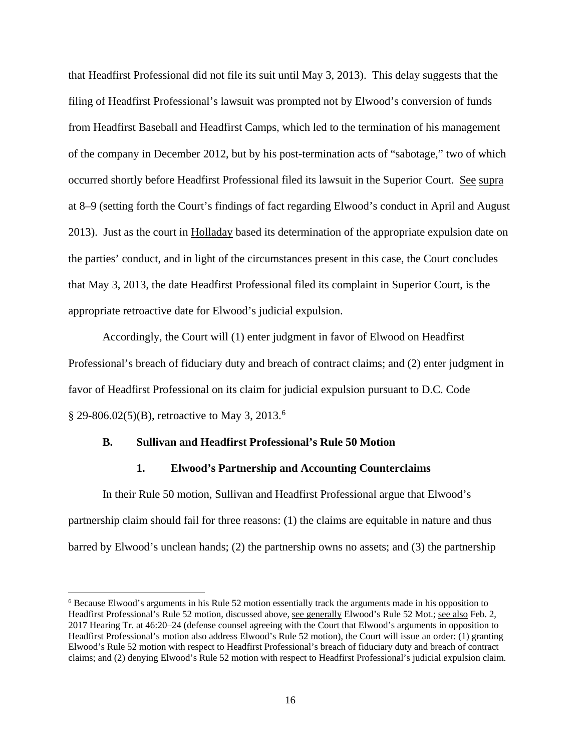that Headfirst Professional did not file its suit until May 3, 2013). This delay suggests that the filing of Headfirst Professional's lawsuit was prompted not by Elwood's conversion of funds from Headfirst Baseball and Headfirst Camps, which led to the termination of his management of the company in December 2012, but by his post-termination acts of "sabotage," two of which occurred shortly before Headfirst Professional filed its lawsuit in the Superior Court. See supra at 8–9 (setting forth the Court's findings of fact regarding Elwood's conduct in April and August 2013). Just as the court in Holladay based its determination of the appropriate expulsion date on the parties' conduct, and in light of the circumstances present in this case, the Court concludes that May 3, 2013, the date Headfirst Professional filed its complaint in Superior Court, is the appropriate retroactive date for Elwood's judicial expulsion.

Accordingly, the Court will (1) enter judgment in favor of Elwood on Headfirst Professional's breach of fiduciary duty and breach of contract claims; and (2) enter judgment in favor of Headfirst Professional on its claim for judicial expulsion pursuant to D.C. Code § 29-806.02(5)(B), retroactive to May 3, 2013.[6]

### B. Sullivan and Headfirst Professional's Rule 50 Motion

#### 1. Elwood's Partnership and Accounting Counterclaims

In their Rule 50 motion, Sullivan and Headfirst Professional argue that Elwood's partnership claim should fail for three reasons: (1) the claims are equitable in nature and thus barred by Elwood's unclean hands; (2) the partnership owns no assets; and (3) the partnership

[6] Because Elwood's arguments in his Rule 52 motion essentially track the arguments made in his opposition to Headfirst Professional's Rule 52 motion, discussed above, see generally Elwood's Rule 52 Mot.; see also Feb. 2, 2017 Hearing Tr. at 46:20–24 (defense counsel agreeing with the Court that Elwood's arguments in opposition to Headfirst Professional's motion also address Elwood's Rule 52 motion), the Court will issue an order: (1) granting Elwood's Rule 52 motion with respect to Headfirst Professional's breach of fiduciary duty and breach of contract claims; and (2) denying Elwood's Rule 52 motion with respect to Headfirst Professional's judicial expulsion claim.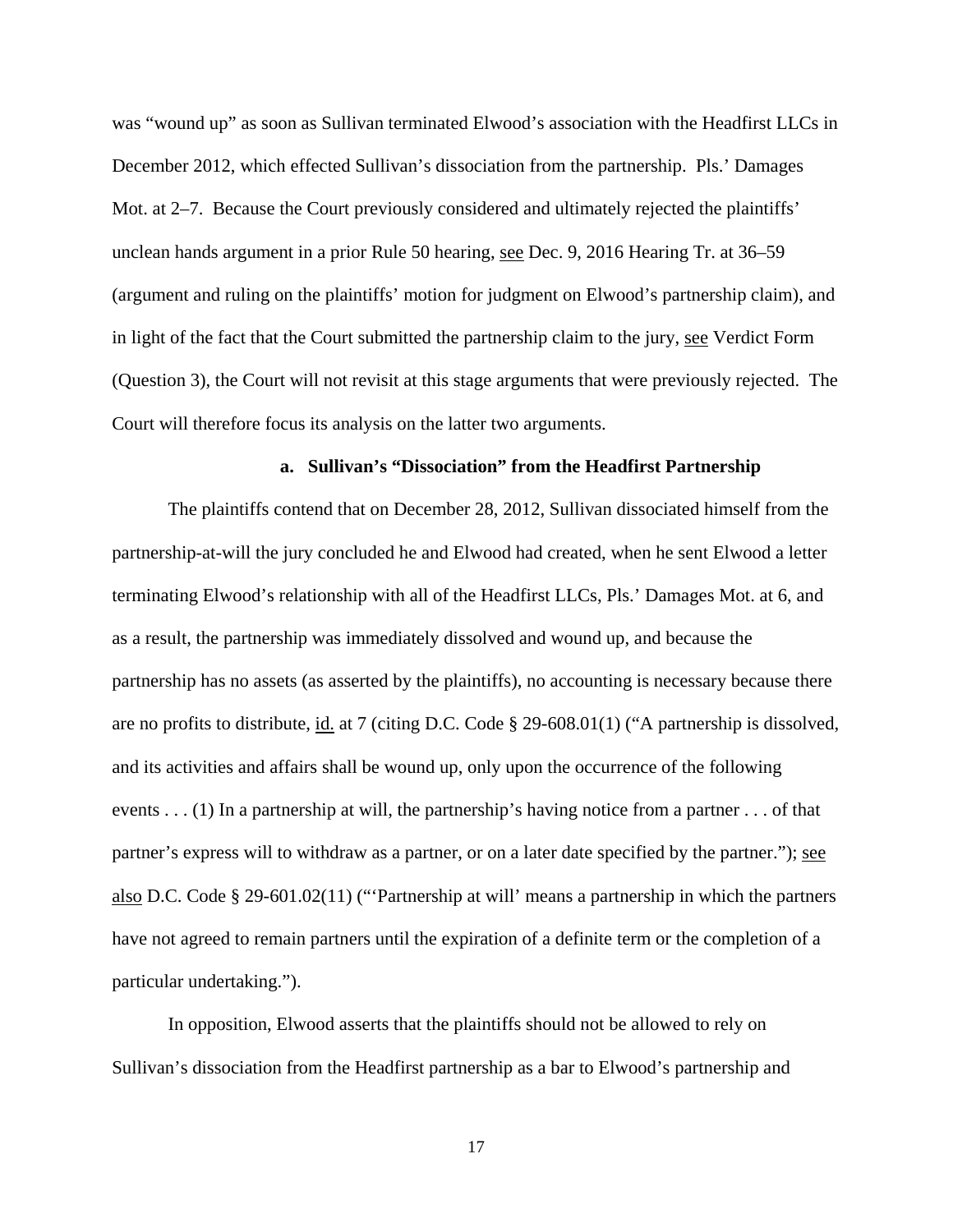was "wound up" as soon as Sullivan terminated Elwood's association with the Headfirst LLCs in December 2012, which effected Sullivan's dissociation from the partnership. Pls.' Damages Mot. at 2–7. Because the Court previously considered and ultimately rejected the plaintiffs' unclean hands argument in a prior Rule 50 hearing, see Dec. 9, 2016 Hearing Tr. at 36–59 (argument and ruling on the plaintiffs' motion for judgment on Elwood's partnership claim), and in light of the fact that the Court submitted the partnership claim to the jury, see Verdict Form (Question 3), the Court will not revisit at this stage arguments that were previously rejected. The Court will therefore focus its analysis on the latter two arguments.

#### a. Sullivan's "Dissociation" from the Headfirst Partnership

The plaintiffs contend that on December 28, 2012, Sullivan dissociated himself from the partnership-at-will the jury concluded he and Elwood had created, when he sent Elwood a letter terminating Elwood's relationship with all of the Headfirst LLCs, Pls.' Damages Mot. at 6, and as a result, the partnership was immediately dissolved and wound up, and because the partnership has no assets (as asserted by the plaintiffs), no accounting is necessary because there are no profits to distribute, id. at 7 (citing D.C. Code § 29-608.01(1) ("A partnership is dissolved, and its activities and affairs shall be wound up, only upon the occurrence of the following events . . . (1) In a partnership at will, the partnership's having notice from a partner . . . of that partner's express will to withdraw as a partner, or on a later date specified by the partner."); see also D.C. Code § 29-601.02(11) ("'Partnership at will' means a partnership in which the partners have not agreed to remain partners until the expiration of a definite term or the completion of a particular undertaking.").

In opposition, Elwood asserts that the plaintiffs should not be allowed to rely on Sullivan's dissociation from the Headfirst partnership as a bar to Elwood's partnership and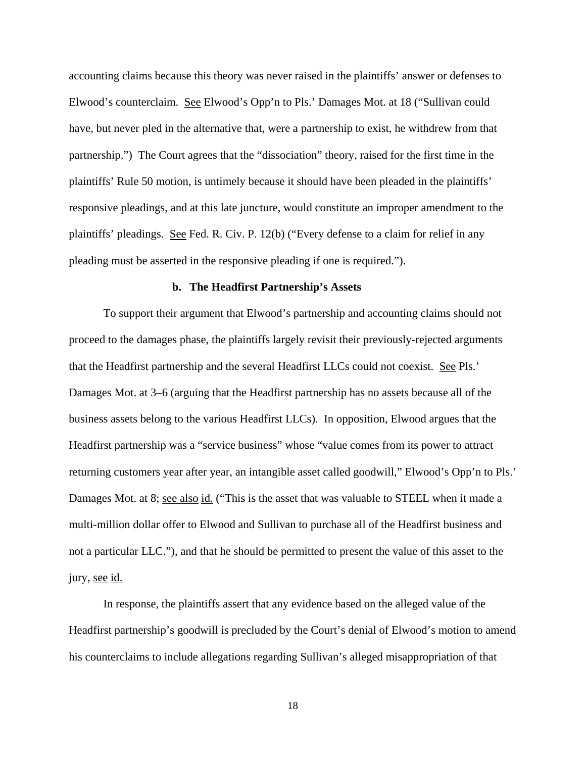accounting claims because this theory was never raised in the plaintiffs' answer or defenses to Elwood's counterclaim. See Elwood's Opp'n to Pls.' Damages Mot. at 18 ("Sullivan could have, but never pled in the alternative that, were a partnership to exist, he withdrew from that partnership.") The Court agrees that the "dissociation" theory, raised for the first time in the plaintiffs' Rule 50 motion, is untimely because it should have been pleaded in the plaintiffs' responsive pleadings, and at this late juncture, would constitute an improper amendment to the plaintiffs' pleadings. See Fed. R. Civ. P. 12(b) ("Every defense to a claim for relief in any pleading must be asserted in the responsive pleading if one is required.").

### b. The Headfirst Partnership's Assets

To support their argument that Elwood's partnership and accounting claims should not proceed to the damages phase, the plaintiffs largely revisit their previously-rejected arguments that the Headfirst partnership and the several Headfirst LLCs could not coexist. See Pls.' Damages Mot. at 3–6 (arguing that the Headfirst partnership has no assets because all of the business assets belong to the various Headfirst LLCs). In opposition, Elwood argues that the Headfirst partnership was a "service business" whose "value comes from its power to attract returning customers year after year, an intangible asset called goodwill," Elwood's Opp'n to Pls.' Damages Mot. at 8; see also id. ("This is the asset that was valuable to STEEL when it made a multi-million dollar offer to Elwood and Sullivan to purchase all of the Headfirst business and not a particular LLC."), and that he should be permitted to present the value of this asset to the jury, see id.

In response, the plaintiffs assert that any evidence based on the alleged value of the Headfirst partnership's goodwill is precluded by the Court's denial of Elwood's motion to amend his counterclaims to include allegations regarding Sullivan's alleged misappropriation of that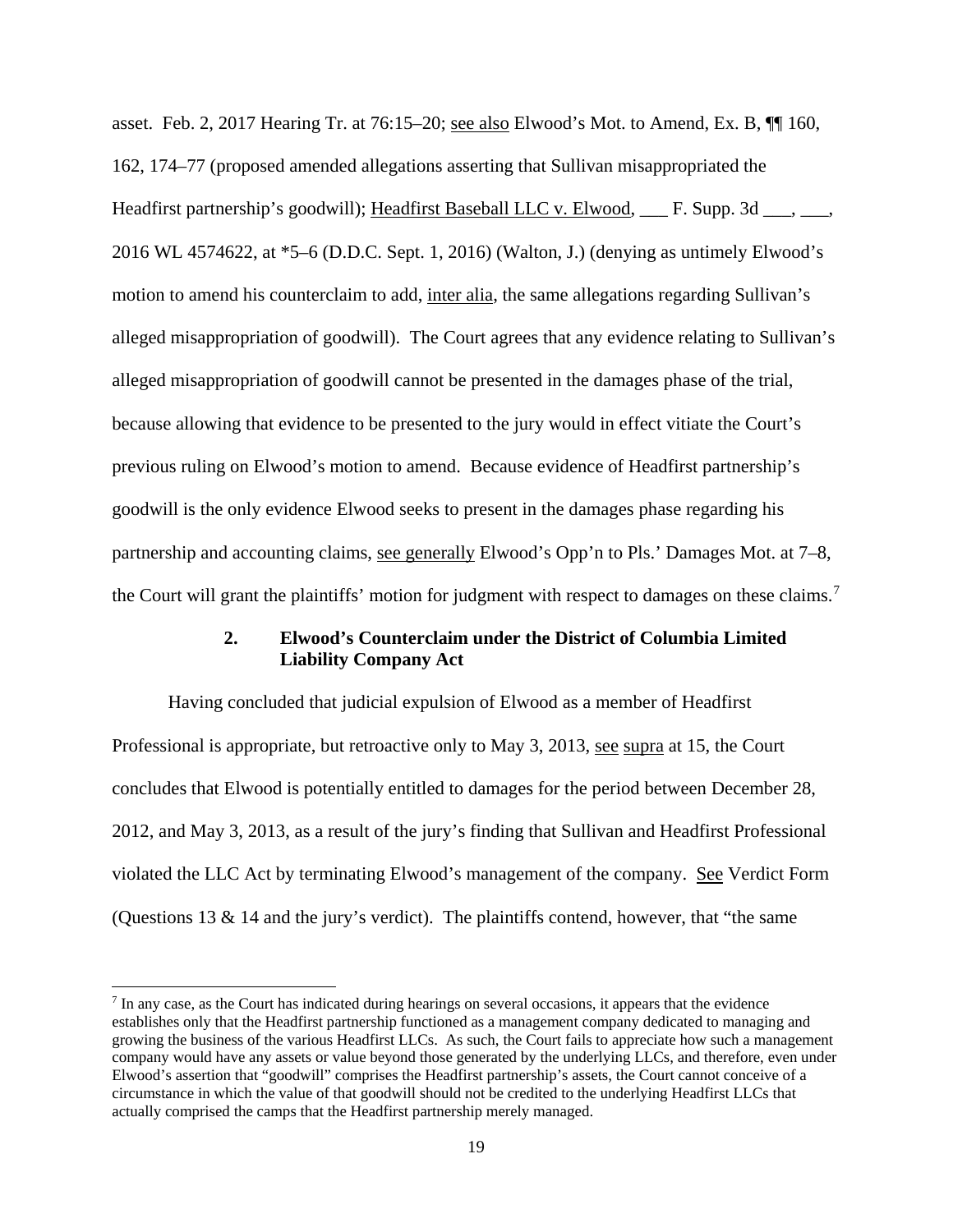asset. Feb. 2, 2017 Hearing Tr. at 76:15–20; see also Elwood's Mot. to Amend, Ex. B, ¶¶ 160, 162, 174–77 (proposed amended allegations asserting that Sullivan misappropriated the Headfirst partnership's goodwill); Headfirst Baseball LLC v. Elwood, ___ F. Supp. 3d ___, ___, 2016 WL 4574622, at *5–6 (D.D.C. Sept. 1, 2016) (Walton, J.) (denying as untimely Elwood's motion to amend his counterclaim to add, inter alia, the same allegations regarding Sullivan's alleged misappropriation of goodwill). The Court agrees that any evidence relating to Sullivan's alleged misappropriation of goodwill cannot be presented in the damages phase of the trial, because allowing that evidence to be presented to the jury would in effect vitiate the Court's previous ruling on Elwood's motion to amend. Because evidence of Headfirst partnership's goodwill is the only evidence Elwood seeks to present in the damages phase regarding his partnership and accounting claims, see generally Elwood's Opp'n to Pls.' Damages Mot. at 7–8, the Court will grant the plaintiffs' motion for judgment with respect to damages on these claims.[7]

### 2. Elwood's Counterclaim under the District of Columbia Limited Liability Company Act

Having concluded that judicial expulsion of Elwood as a member of Headfirst Professional is appropriate, but retroactive only to May 3, 2013, see supra at 15, the Court concludes that Elwood is potentially entitled to damages for the period between December 28, 2012, and May 3, 2013, as a result of the jury's finding that Sullivan and Headfirst Professional violated the LLC Act by terminating Elwood's management of the company. See Verdict Form (Questions 13 & 14 and the jury's verdict). The plaintiffs contend, however, that "the same

[7] In any case, as the Court has indicated during hearings on several occasions, it appears that the evidence establishes only that the Headfirst partnership functioned as a management company dedicated to managing and growing the business of the various Headfirst LLCs. As such, the Court fails to appreciate how such a management company would have any assets or value beyond those generated by the underlying LLCs, and therefore, even under Elwood's assertion that "goodwill" comprises the Headfirst partnership's assets, the Court cannot conceive of a circumstance in which the value of that goodwill should not be credited to the underlying Headfirst LLCs that actually comprised the camps that the Headfirst partnership merely managed.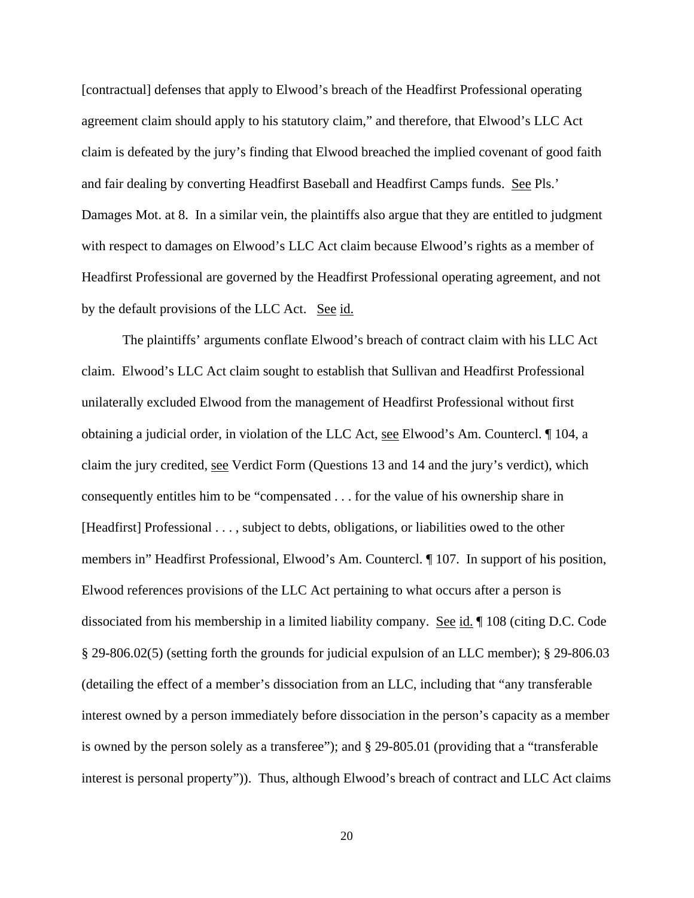[contractual] defenses that apply to Elwood's breach of the Headfirst Professional operating agreement claim should apply to his statutory claim," and therefore, that Elwood's LLC Act claim is defeated by the jury's finding that Elwood breached the implied covenant of good faith and fair dealing by converting Headfirst Baseball and Headfirst Camps funds. See Pls.' Damages Mot. at 8. In a similar vein, the plaintiffs also argue that they are entitled to judgment with respect to damages on Elwood's LLC Act claim because Elwood's rights as a member of Headfirst Professional are governed by the Headfirst Professional operating agreement, and not by the default provisions of the LLC Act. See id.

The plaintiffs' arguments conflate Elwood's breach of contract claim with his LLC Act claim. Elwood's LLC Act claim sought to establish that Sullivan and Headfirst Professional unilaterally excluded Elwood from the management of Headfirst Professional without first obtaining a judicial order, in violation of the LLC Act, see Elwood's Am. Countercl. ¶ 104, a claim the jury credited, see Verdict Form (Questions 13 and 14 and the jury's verdict), which consequently entitles him to be "compensated . . . for the value of his ownership share in [Headfirst] Professional . . . , subject to debts, obligations, or liabilities owed to the other members in" Headfirst Professional, Elwood's Am. Countercl. ¶ 107. In support of his position, Elwood references provisions of the LLC Act pertaining to what occurs after a person is dissociated from his membership in a limited liability company. See id. ¶ 108 (citing D.C. Code § 29-806.02(5) (setting forth the grounds for judicial expulsion of an LLC member); § 29-806.03 (detailing the effect of a member's dissociation from an LLC, including that "any transferable interest owned by a person immediately before dissociation in the person's capacity as a member is owned by the person solely as a transferee"); and § 29-805.01 (providing that a "transferable interest is personal property")). Thus, although Elwood's breach of contract and LLC Act claims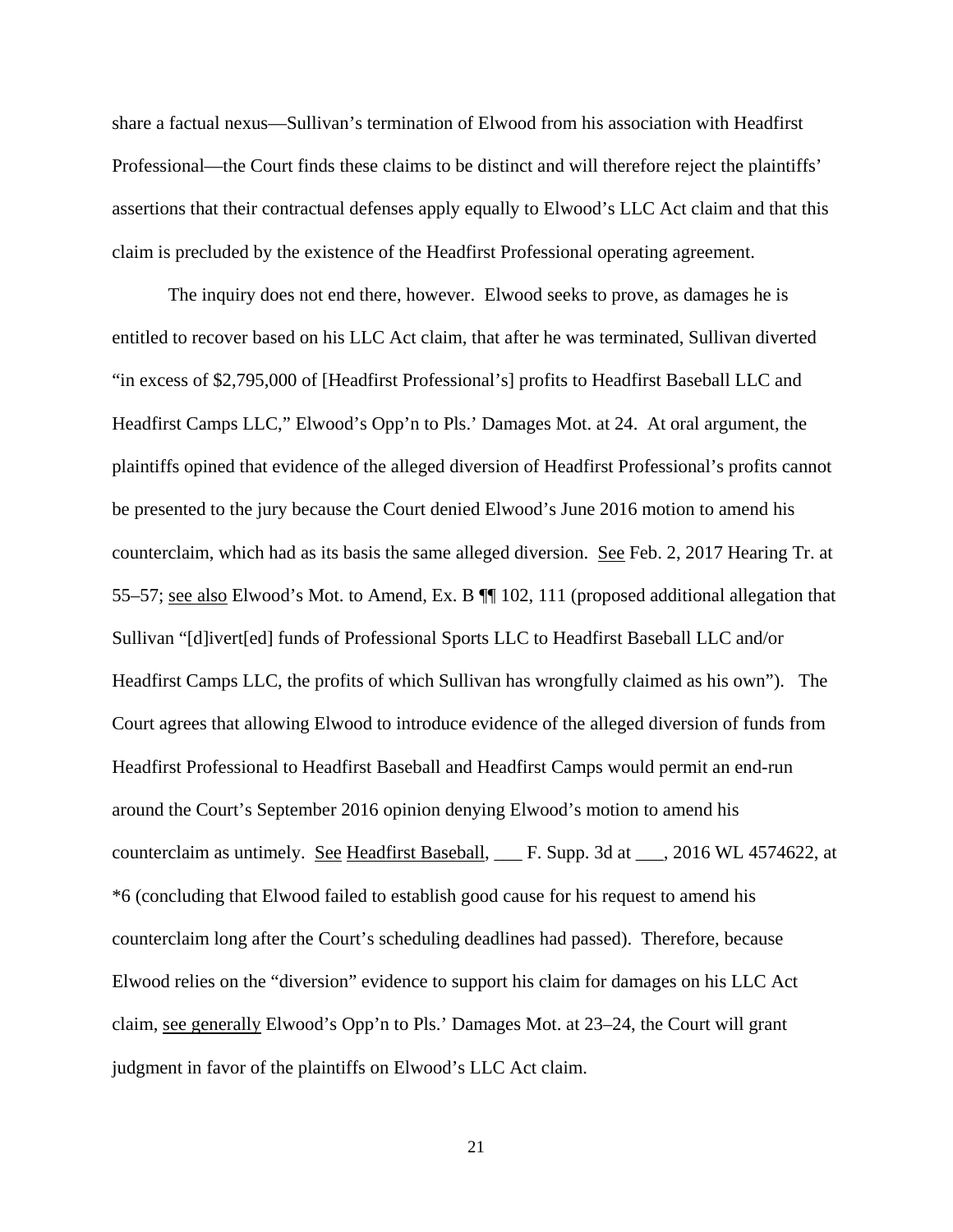share a factual nexus—Sullivan's termination of Elwood from his association with Headfirst Professional—the Court finds these claims to be distinct and will therefore reject the plaintiffs' assertions that their contractual defenses apply equally to Elwood's LLC Act claim and that this claim is precluded by the existence of the Headfirst Professional operating agreement.

The inquiry does not end there, however. Elwood seeks to prove, as damages he is entitled to recover based on his LLC Act claim, that after he was terminated, Sullivan diverted "in excess of $2,795,000 of [Headfirst Professional's] profits to Headfirst Baseball LLC and Headfirst Camps LLC," Elwood's Opp'n to Pls.' Damages Mot. at 24. At oral argument, the plaintiffs opined that evidence of the alleged diversion of Headfirst Professional's profits cannot be presented to the jury because the Court denied Elwood's June 2016 motion to amend his counterclaim, which had as its basis the same alleged diversion. See Feb. 2, 2017 Hearing Tr. at 55–57; see also Elwood's Mot. to Amend, Ex. B ¶¶ 102, 111 (proposed additional allegation that Sullivan "[d]ivert[ed] funds of Professional Sports LLC to Headfirst Baseball LLC and/or Headfirst Camps LLC, the profits of which Sullivan has wrongfully claimed as his own"). The Court agrees that allowing Elwood to introduce evidence of the alleged diversion of funds from Headfirst Professional to Headfirst Baseball and Headfirst Camps would permit an end-run around the Court's September 2016 opinion denying Elwood's motion to amend his counterclaim as untimely. See Headfirst Baseball, ___ F. Supp. 3d at ___, 2016 WL 4574622, at *6 (concluding that Elwood failed to establish good cause for his request to amend his counterclaim long after the Court's scheduling deadlines had passed). Therefore, because Elwood relies on the "diversion" evidence to support his claim for damages on his LLC Act claim, see generally Elwood's Opp'n to Pls.' Damages Mot. at 23–24, the Court will grant judgment in favor of the plaintiffs on Elwood's LLC Act claim.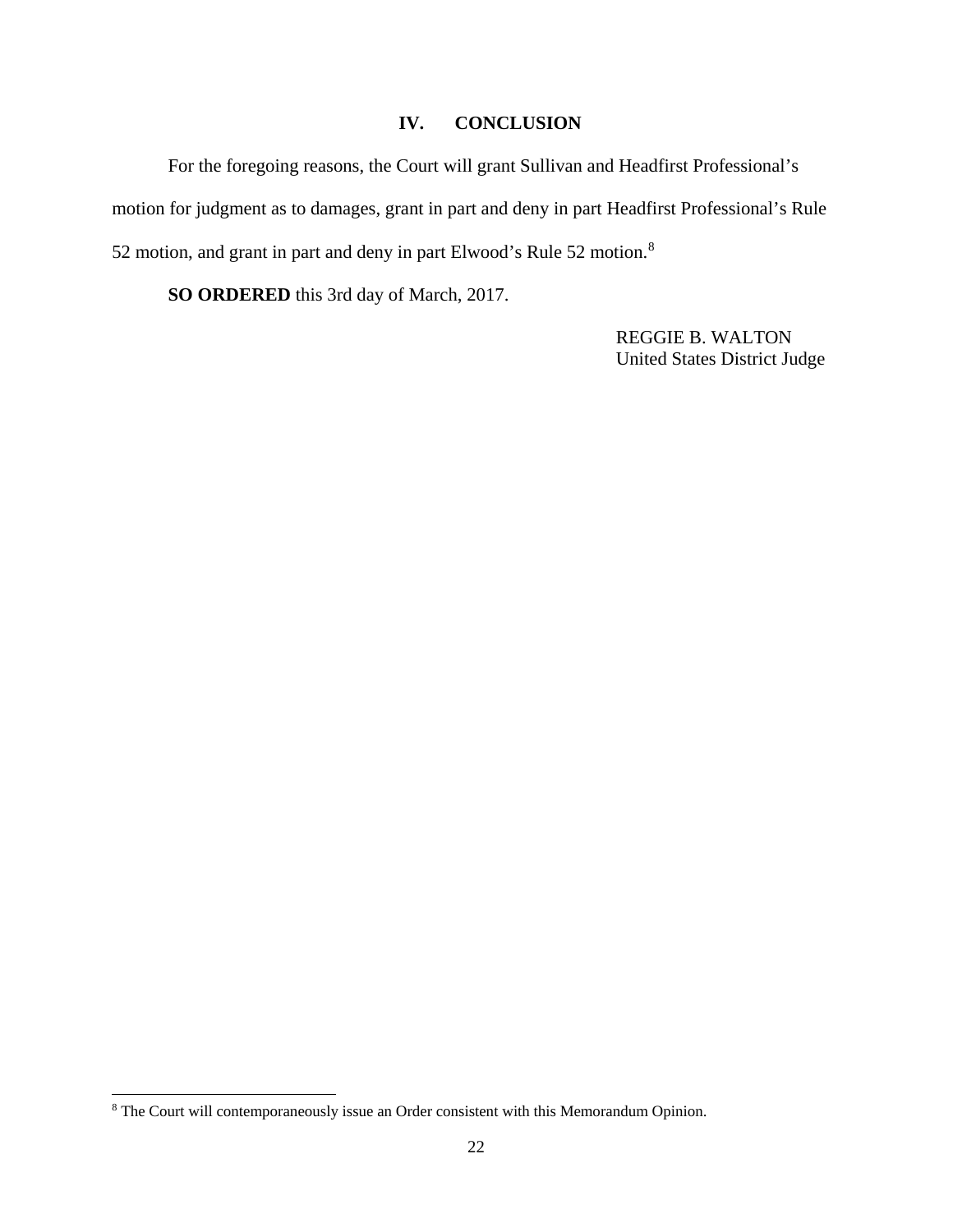## IV. CONCLUSION

For the foregoing reasons, the Court will grant Sullivan and Headfirst Professional's motion for judgment as to damages, grant in part and deny in part Headfirst Professional's Rule 52 motion, and grant in part and deny in part Elwood's Rule 52 motion.[8]

**SO ORDERED** this 3rd day of March, 2017.

REGGIE B. WALTON
United States District Judge

[8] The Court will contemporaneously issue an Order consistent with this Memorandum Opinion.